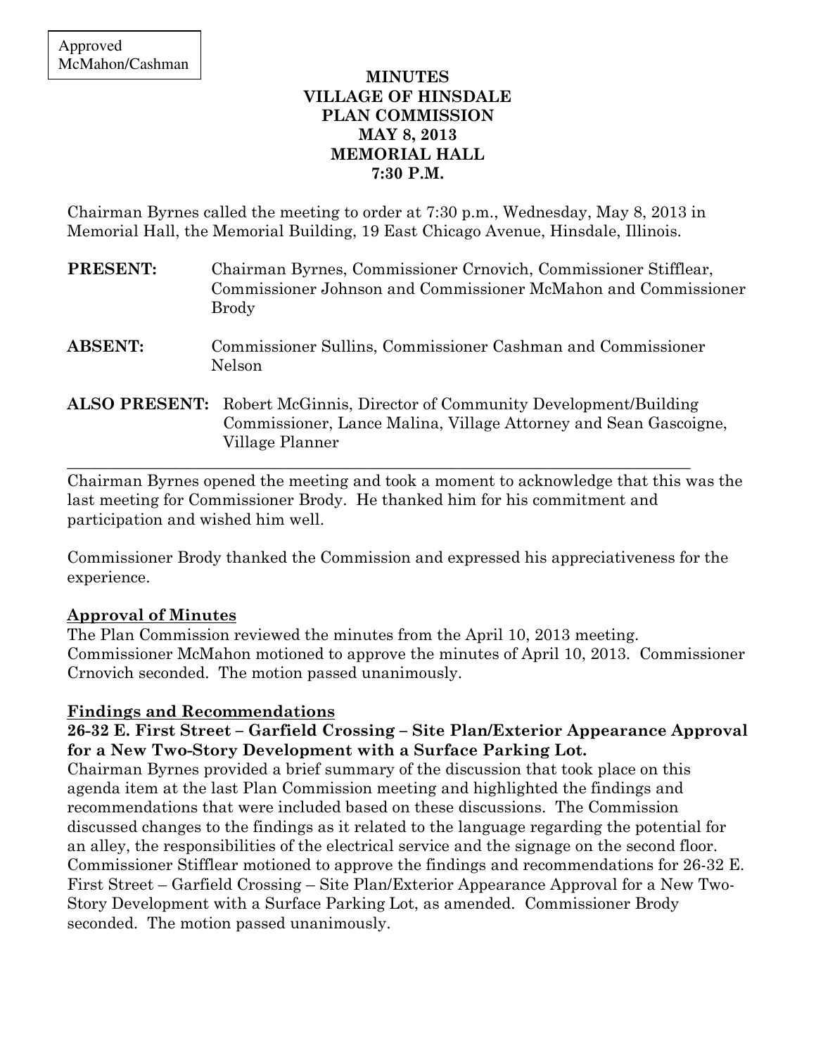Approved
McMahon/Cashman

**MINUTES**
**VILLAGE OF HINSDALE**
**PLAN COMMISSION**
**MAY 8, 2013**
**MEMORIAL HALL**
**7:30 P.M.**

Chairman Byrnes called the meeting to order at 7:30 p.m., Wednesday, May 8, 2013 in Memorial Hall, the Memorial Building, 19 East Chicago Avenue, Hinsdale, Illinois.

**PRESENT:** Chairman Byrnes, Commissioner Crnovich, Commissioner Stifflear, Commissioner Johnson and Commissioner McMahon and Commissioner Brody

**ABSENT:** Commissioner Sullins, Commissioner Cashman and Commissioner Nelson

**ALSO PRESENT:** Robert McGinnis, Director of Community Development/Building Commissioner, Lance Malina, Village Attorney and Sean Gascoigne, Village Planner

---

Chairman Byrnes opened the meeting and took a moment to acknowledge that this was the last meeting for Commissioner Brody. He thanked him for his commitment and participation and wished him well.

Commissioner Brody thanked the Commission and expressed his appreciativeness for the experience.

**Approval of Minutes**

The Plan Commission reviewed the minutes from the April 10, 2013 meeting. Commissioner McMahon motioned to approve the minutes of April 10, 2013. Commissioner Crnovich seconded. The motion passed unanimously.

**Findings and Recommendations**

**26-32 E. First Street – Garfield Crossing – Site Plan/Exterior Appearance Approval for a New Two-Story Development with a Surface Parking Lot.**

Chairman Byrnes provided a brief summary of the discussion that took place on this agenda item at the last Plan Commission meeting and highlighted the findings and recommendations that were included based on these discussions. The Commission discussed changes to the findings as it related to the language regarding the potential for an alley, the responsibilities of the electrical service and the signage on the second floor. Commissioner Stifflear motioned to approve the findings and recommendations for 26-32 E. First Street – Garfield Crossing – Site Plan/Exterior Appearance Approval for a New Two-Story Development with a Surface Parking Lot, as amended. Commissioner Brody seconded. The motion passed unanimously.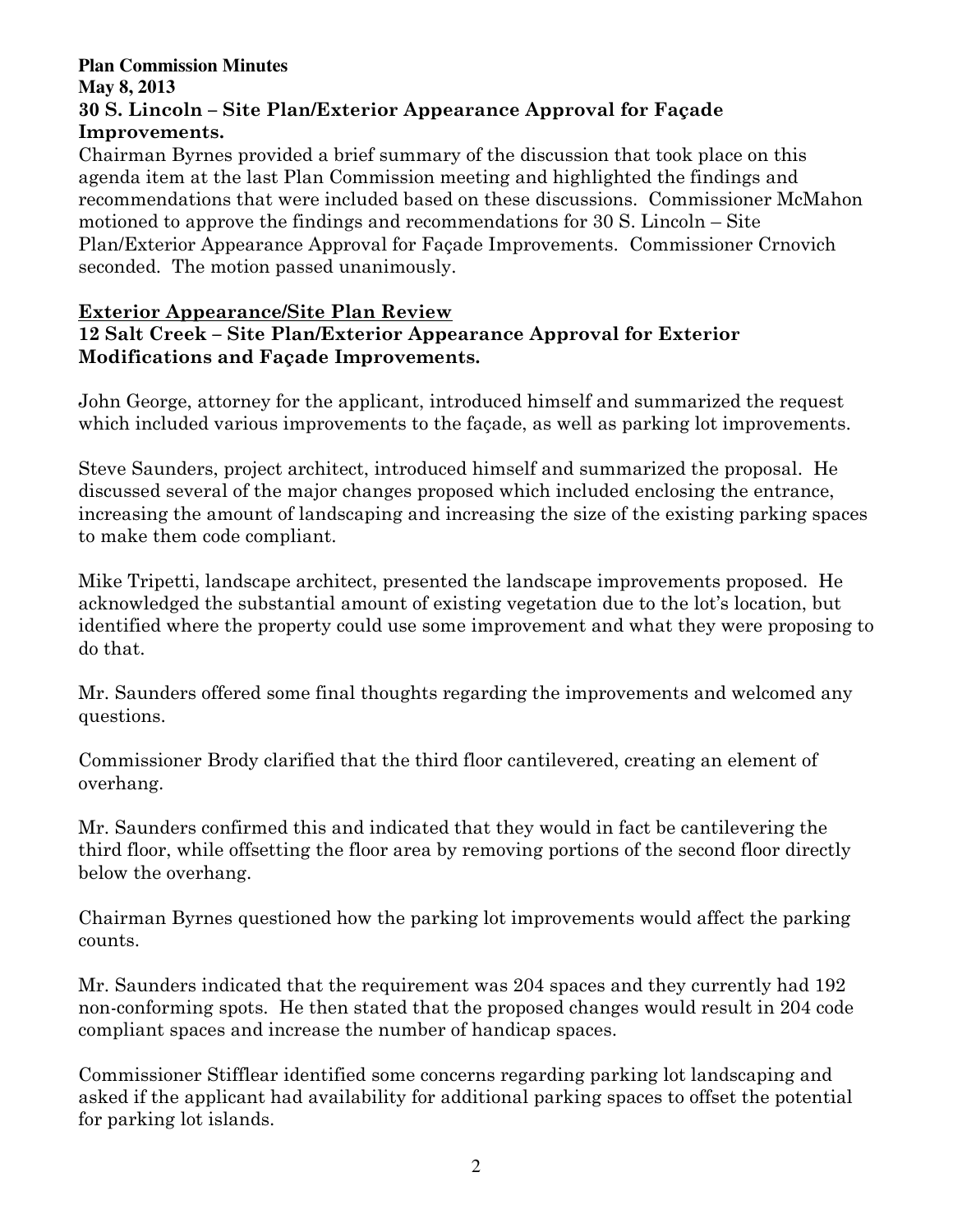**Plan Commission Minutes**
**May 8, 2013**

**30 S. Lincoln – Site Plan/Exterior Appearance Approval for Façade Improvements.**

Chairman Byrnes provided a brief summary of the discussion that took place on this agenda item at the last Plan Commission meeting and highlighted the findings and recommendations that were included based on these discussions. Commissioner McMahon motioned to approve the findings and recommendations for 30 S. Lincoln – Site Plan/Exterior Appearance Approval for Façade Improvements. Commissioner Crnovich seconded. The motion passed unanimously.

## Exterior Appearance/Site Plan Review

**12 Salt Creek – Site Plan/Exterior Appearance Approval for Exterior Modifications and Façade Improvements.**

John George, attorney for the applicant, introduced himself and summarized the request which included various improvements to the façade, as well as parking lot improvements.

Steve Saunders, project architect, introduced himself and summarized the proposal. He discussed several of the major changes proposed which included enclosing the entrance, increasing the amount of landscaping and increasing the size of the existing parking spaces to make them code compliant.

Mike Tripetti, landscape architect, presented the landscape improvements proposed. He acknowledged the substantial amount of existing vegetation due to the lot's location, but identified where the property could use some improvement and what they were proposing to do that.

Mr. Saunders offered some final thoughts regarding the improvements and welcomed any questions.

Commissioner Brody clarified that the third floor cantilevered, creating an element of overhang.

Mr. Saunders confirmed this and indicated that they would in fact be cantilevering the third floor, while offsetting the floor area by removing portions of the second floor directly below the overhang.

Chairman Byrnes questioned how the parking lot improvements would affect the parking counts.

Mr. Saunders indicated that the requirement was 204 spaces and they currently had 192 non-conforming spots. He then stated that the proposed changes would result in 204 code compliant spaces and increase the number of handicap spaces.

Commissioner Stifflear identified some concerns regarding parking lot landscaping and asked if the applicant had availability for additional parking spaces to offset the potential for parking lot islands.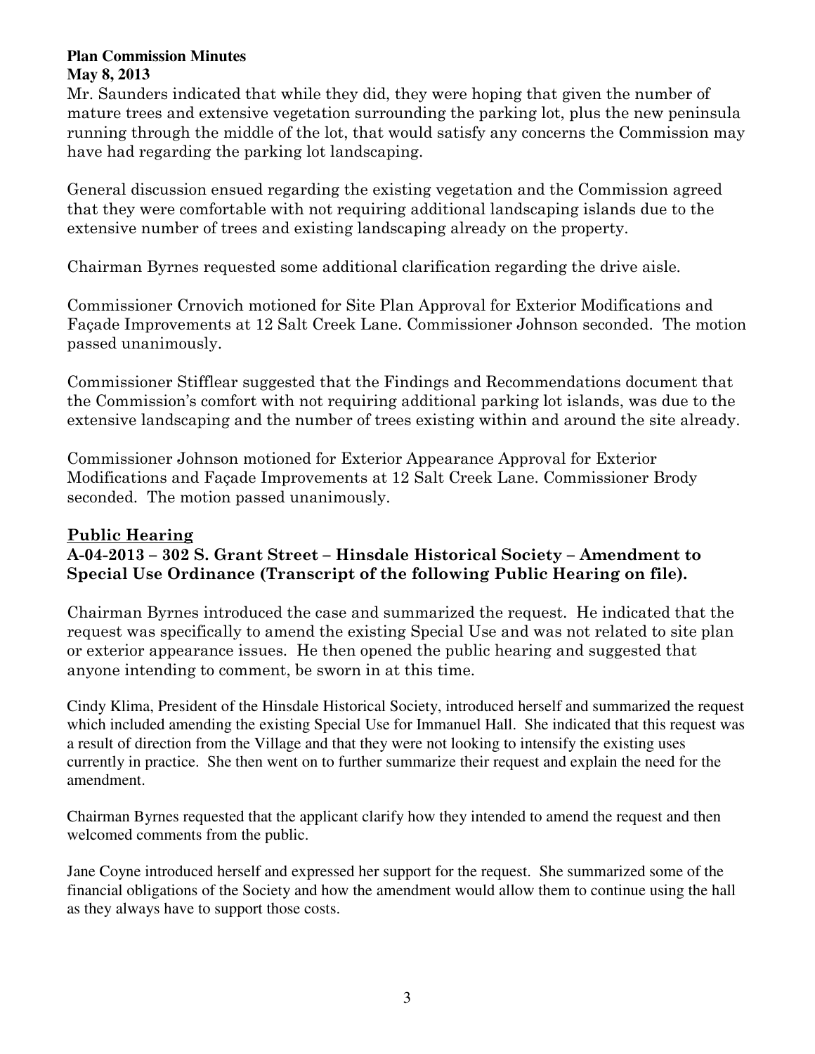Mr. Saunders indicated that while they did, they were hoping that given the number of mature trees and extensive vegetation surrounding the parking lot, plus the new peninsula running through the middle of the lot, that would satisfy any concerns the Commission may have had regarding the parking lot landscaping.

General discussion ensued regarding the existing vegetation and the Commission agreed that they were comfortable with not requiring additional landscaping islands due to the extensive number of trees and existing landscaping already on the property.

Chairman Byrnes requested some additional clarification regarding the drive aisle.

Commissioner Crnovich motioned for Site Plan Approval for Exterior Modifications and Façade Improvements at 12 Salt Creek Lane. Commissioner Johnson seconded. The motion passed unanimously.

Commissioner Stifflear suggested that the Findings and Recommendations document that the Commission's comfort with not requiring additional parking lot islands, was due to the extensive landscaping and the number of trees existing within and around the site already.

Commissioner Johnson motioned for Exterior Appearance Approval for Exterior Modifications and Façade Improvements at 12 Salt Creek Lane. Commissioner Brody seconded. The motion passed unanimously.

## Public Hearing

**A-04-2013 – 302 S. Grant Street – Hinsdale Historical Society – Amendment to Special Use Ordinance (Transcript of the following Public Hearing on file).**

Chairman Byrnes introduced the case and summarized the request. He indicated that the request was specifically to amend the existing Special Use and was not related to site plan or exterior appearance issues. He then opened the public hearing and suggested that anyone intending to comment, be sworn in at this time.

Cindy Klima, President of the Hinsdale Historical Society, introduced herself and summarized the request which included amending the existing Special Use for Immanuel Hall. She indicated that this request was a result of direction from the Village and that they were not looking to intensify the existing uses currently in practice. She then went on to further summarize their request and explain the need for the amendment.

Chairman Byrnes requested that the applicant clarify how they intended to amend the request and then welcomed comments from the public.

Jane Coyne introduced herself and expressed her support for the request. She summarized some of the financial obligations of the Society and how the amendment would allow them to continue using the hall as they always have to support those costs.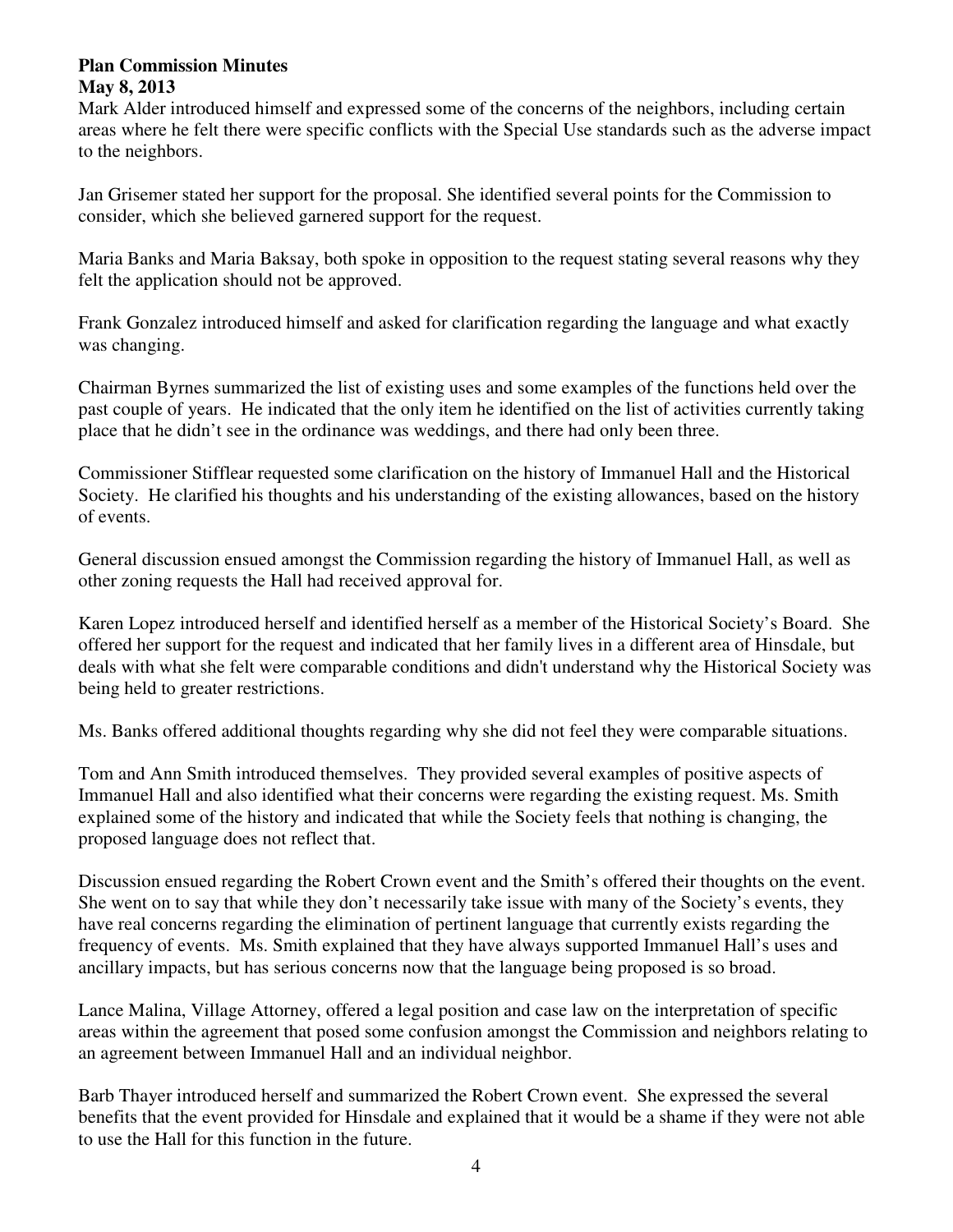**Plan Commission Minutes**
**May 8, 2013**

Mark Alder introduced himself and expressed some of the concerns of the neighbors, including certain areas where he felt there were specific conflicts with the Special Use standards such as the adverse impact to the neighbors.

Jan Grisemer stated her support for the proposal. She identified several points for the Commission to consider, which she believed garnered support for the request.

Maria Banks and Maria Baksay, both spoke in opposition to the request stating several reasons why they felt the application should not be approved.

Frank Gonzalez introduced himself and asked for clarification regarding the language and what exactly was changing.

Chairman Byrnes summarized the list of existing uses and some examples of the functions held over the past couple of years. He indicated that the only item he identified on the list of activities currently taking place that he didn't see in the ordinance was weddings, and there had only been three.

Commissioner Stifflear requested some clarification on the history of Immanuel Hall and the Historical Society. He clarified his thoughts and his understanding of the existing allowances, based on the history of events.

General discussion ensued amongst the Commission regarding the history of Immanuel Hall, as well as other zoning requests the Hall had received approval for.

Karen Lopez introduced herself and identified herself as a member of the Historical Society's Board. She offered her support for the request and indicated that her family lives in a different area of Hinsdale, but deals with what she felt were comparable conditions and didn't understand why the Historical Society was being held to greater restrictions.

Ms. Banks offered additional thoughts regarding why she did not feel they were comparable situations.

Tom and Ann Smith introduced themselves. They provided several examples of positive aspects of Immanuel Hall and also identified what their concerns were regarding the existing request. Ms. Smith explained some of the history and indicated that while the Society feels that nothing is changing, the proposed language does not reflect that.

Discussion ensued regarding the Robert Crown event and the Smith's offered their thoughts on the event. She went on to say that while they don't necessarily take issue with many of the Society's events, they have real concerns regarding the elimination of pertinent language that currently exists regarding the frequency of events. Ms. Smith explained that they have always supported Immanuel Hall's uses and ancillary impacts, but has serious concerns now that the language being proposed is so broad.

Lance Malina, Village Attorney, offered a legal position and case law on the interpretation of specific areas within the agreement that posed some confusion amongst the Commission and neighbors relating to an agreement between Immanuel Hall and an individual neighbor.

Barb Thayer introduced herself and summarized the Robert Crown event. She expressed the several benefits that the event provided for Hinsdale and explained that it would be a shame if they were not able to use the Hall for this function in the future.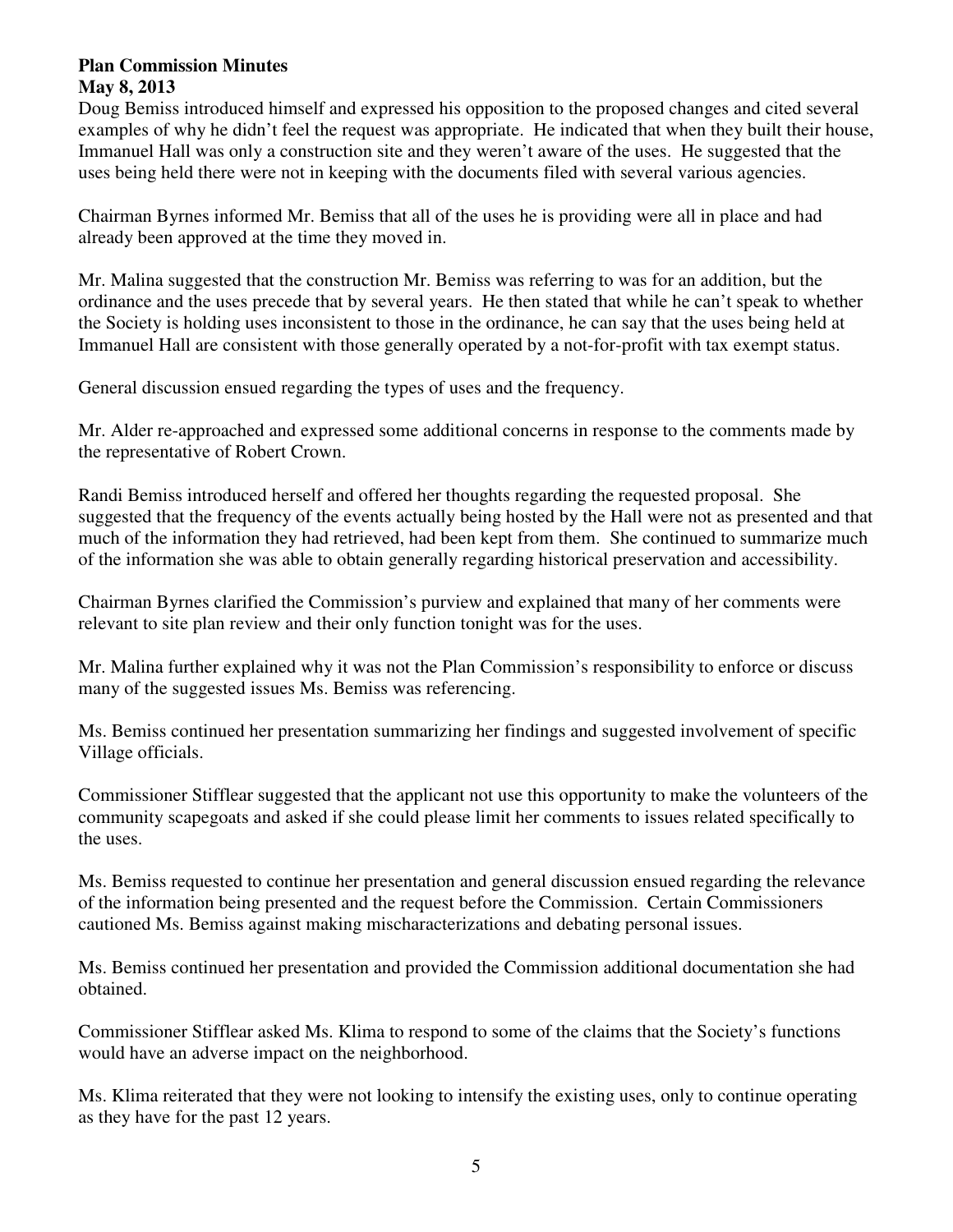**Plan Commission Minutes**
**May 8, 2013**

Doug Bemiss introduced himself and expressed his opposition to the proposed changes and cited several examples of why he didn't feel the request was appropriate. He indicated that when they built their house, Immanuel Hall was only a construction site and they weren't aware of the uses. He suggested that the uses being held there were not in keeping with the documents filed with several various agencies.

Chairman Byrnes informed Mr. Bemiss that all of the uses he is providing were all in place and had already been approved at the time they moved in.

Mr. Malina suggested that the construction Mr. Bemiss was referring to was for an addition, but the ordinance and the uses precede that by several years. He then stated that while he can't speak to whether the Society is holding uses inconsistent to those in the ordinance, he can say that the uses being held at Immanuel Hall are consistent with those generally operated by a not-for-profit with tax exempt status.

General discussion ensued regarding the types of uses and the frequency.

Mr. Alder re-approached and expressed some additional concerns in response to the comments made by the representative of Robert Crown.

Randi Bemiss introduced herself and offered her thoughts regarding the requested proposal. She suggested that the frequency of the events actually being hosted by the Hall were not as presented and that much of the information they had retrieved, had been kept from them. She continued to summarize much of the information she was able to obtain generally regarding historical preservation and accessibility.

Chairman Byrnes clarified the Commission's purview and explained that many of her comments were relevant to site plan review and their only function tonight was for the uses.

Mr. Malina further explained why it was not the Plan Commission's responsibility to enforce or discuss many of the suggested issues Ms. Bemiss was referencing.

Ms. Bemiss continued her presentation summarizing her findings and suggested involvement of specific Village officials.

Commissioner Stifflear suggested that the applicant not use this opportunity to make the volunteers of the community scapegoats and asked if she could please limit her comments to issues related specifically to the uses.

Ms. Bemiss requested to continue her presentation and general discussion ensued regarding the relevance of the information being presented and the request before the Commission. Certain Commissioners cautioned Ms. Bemiss against making mischaracterizations and debating personal issues.

Ms. Bemiss continued her presentation and provided the Commission additional documentation she had obtained.

Commissioner Stifflear asked Ms. Klima to respond to some of the claims that the Society's functions would have an adverse impact on the neighborhood.

Ms. Klima reiterated that they were not looking to intensify the existing uses, only to continue operating as they have for the past 12 years.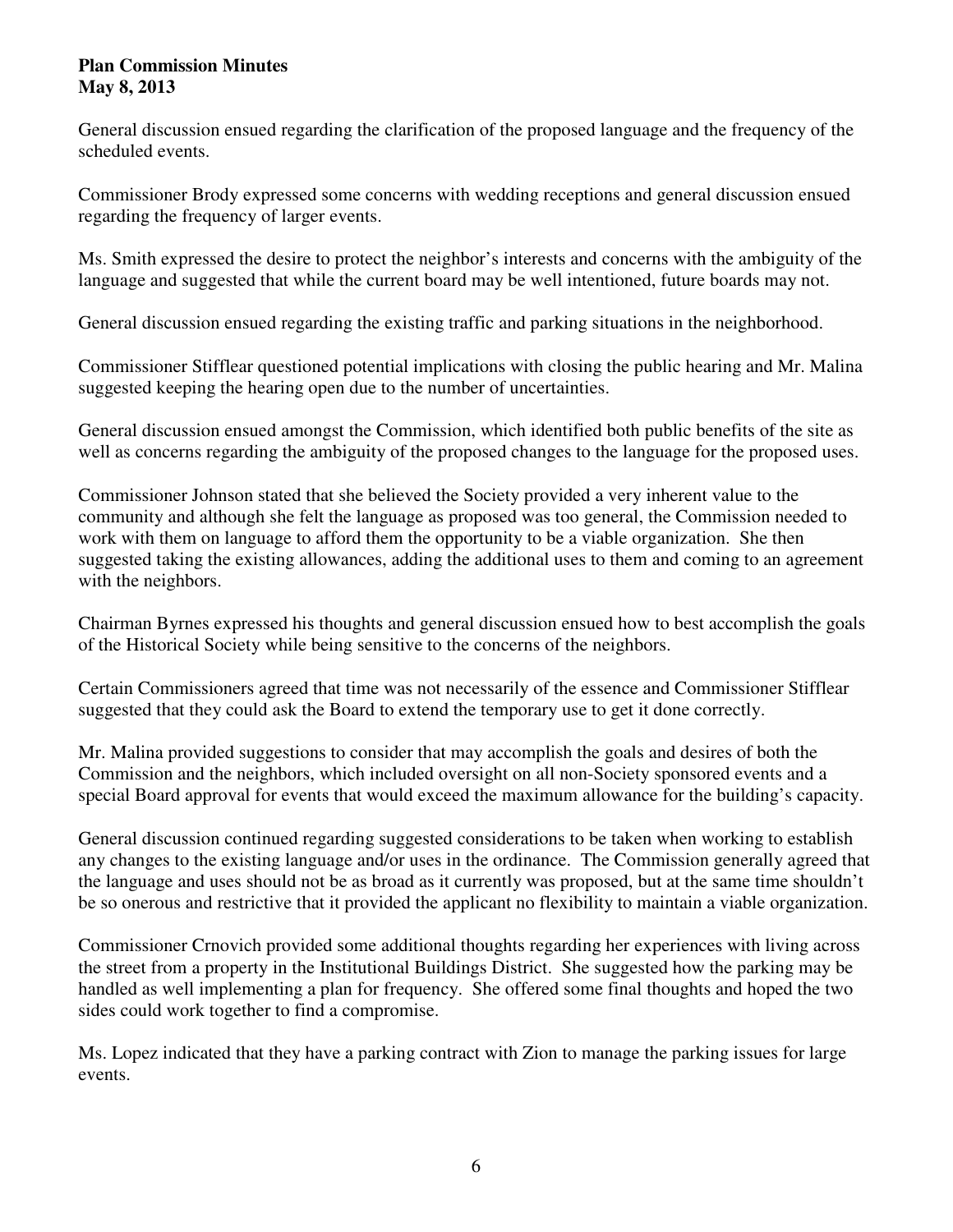General discussion ensued regarding the clarification of the proposed language and the frequency of the scheduled events.

Commissioner Brody expressed some concerns with wedding receptions and general discussion ensued regarding the frequency of larger events.

Ms. Smith expressed the desire to protect the neighbor's interests and concerns with the ambiguity of the language and suggested that while the current board may be well intentioned, future boards may not.

General discussion ensued regarding the existing traffic and parking situations in the neighborhood.

Commissioner Stifflear questioned potential implications with closing the public hearing and Mr. Malina suggested keeping the hearing open due to the number of uncertainties.

General discussion ensued amongst the Commission, which identified both public benefits of the site as well as concerns regarding the ambiguity of the proposed changes to the language for the proposed uses.

Commissioner Johnson stated that she believed the Society provided a very inherent value to the community and although she felt the language as proposed was too general, the Commission needed to work with them on language to afford them the opportunity to be a viable organization. She then suggested taking the existing allowances, adding the additional uses to them and coming to an agreement with the neighbors.

Chairman Byrnes expressed his thoughts and general discussion ensued how to best accomplish the goals of the Historical Society while being sensitive to the concerns of the neighbors.

Certain Commissioners agreed that time was not necessarily of the essence and Commissioner Stifflear suggested that they could ask the Board to extend the temporary use to get it done correctly.

Mr. Malina provided suggestions to consider that may accomplish the goals and desires of both the Commission and the neighbors, which included oversight on all non-Society sponsored events and a special Board approval for events that would exceed the maximum allowance for the building's capacity.

General discussion continued regarding suggested considerations to be taken when working to establish any changes to the existing language and/or uses in the ordinance. The Commission generally agreed that the language and uses should not be as broad as it currently was proposed, but at the same time shouldn't be so onerous and restrictive that it provided the applicant no flexibility to maintain a viable organization.

Commissioner Crnovich provided some additional thoughts regarding her experiences with living across the street from a property in the Institutional Buildings District. She suggested how the parking may be handled as well implementing a plan for frequency. She offered some final thoughts and hoped the two sides could work together to find a compromise.

Ms. Lopez indicated that they have a parking contract with Zion to manage the parking issues for large events.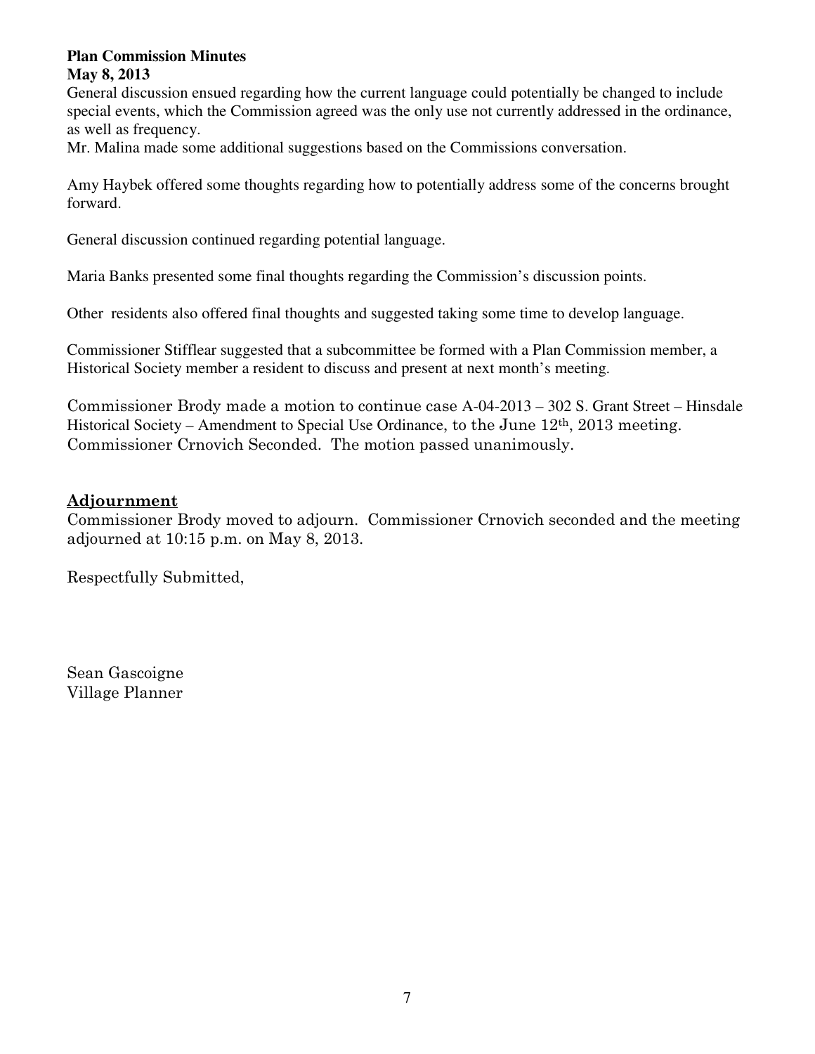General discussion ensued regarding how the current language could potentially be changed to include special events, which the Commission agreed was the only use not currently addressed in the ordinance, as well as frequency.

Mr. Malina made some additional suggestions based on the Commissions conversation.

Amy Haybek offered some thoughts regarding how to potentially address some of the concerns brought forward.

General discussion continued regarding potential language.

Maria Banks presented some final thoughts regarding the Commission's discussion points.

Other residents also offered final thoughts and suggested taking some time to develop language.

Commissioner Stifflear suggested that a subcommittee be formed with a Plan Commission member, a Historical Society member a resident to discuss and present at next month's meeting.

Commissioner Brody made a motion to continue case A-04-2013 – 302 S. Grant Street – Hinsdale Historical Society – Amendment to Special Use Ordinance, to the June 12th, 2013 meeting. Commissioner Crnovich Seconded. The motion passed unanimously.

## Adjournment

Commissioner Brody moved to adjourn. Commissioner Crnovich seconded and the meeting adjourned at 10:15 p.m. on May 8, 2013.

Respectfully Submitted,

Sean Gascoigne
Village Planner